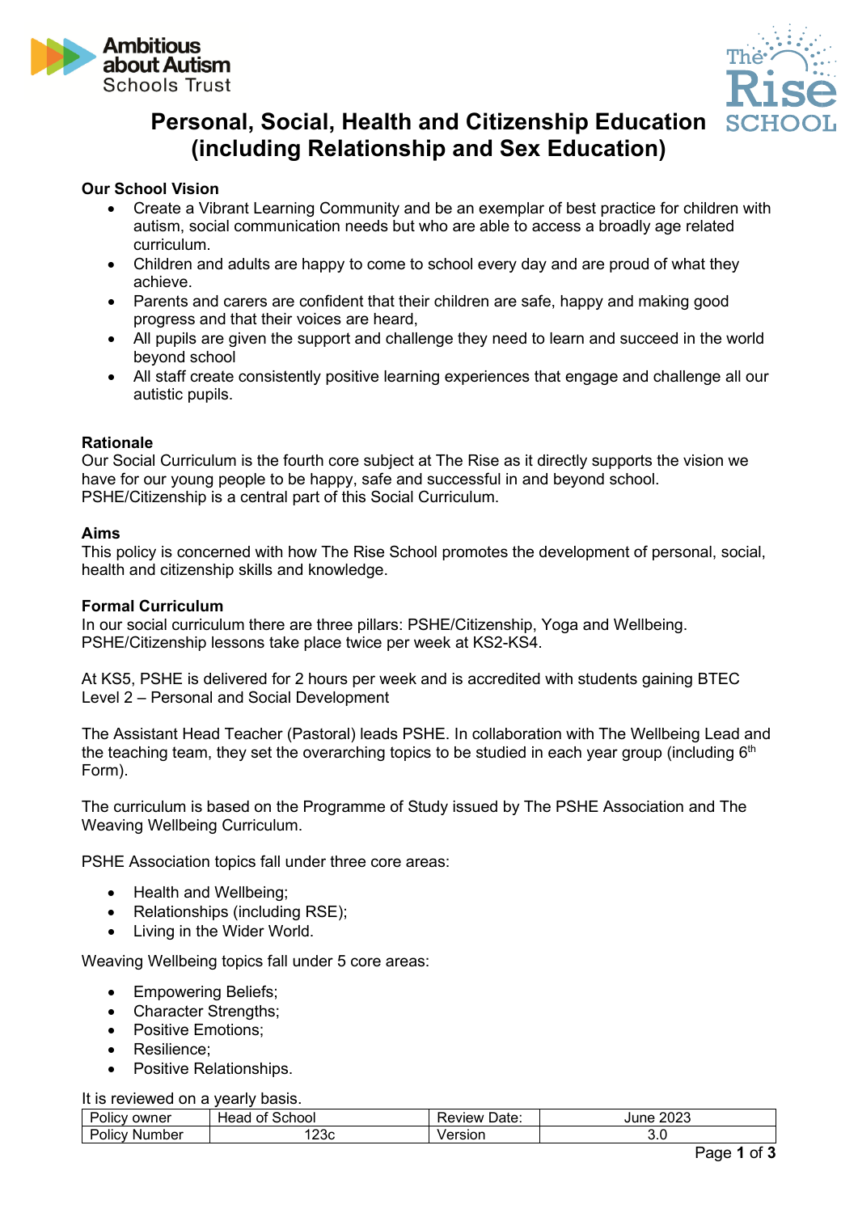# Personal, Social, Health and Citizenship Education (including Relationship and Sex Education)

**Our School Vision**

- Create a Vibrant Learning Community and be an exemplar of best practice for children with autism, social communication needs but who are able to access a broadly age related curriculum.
- Children and adults are happy to come to school every day and are proud of what they achieve.
- Parents and carers are confident that their children are safe, happy and making good progress and that their voices are heard,
- All pupils are given the support and challenge they need to learn and succeed in the world beyond school
- All staff create consistently positive learning experiences that engage and challenge all our autistic pupils.

**Rationale**

Our Social Curriculum is the fourth core subject at The Rise as it directly supports the vision we have for our young people to be happy, safe and successful in and beyond school. PSHE/Citizenship is a central part of this Social Curriculum.

**Aims**

This policy is concerned with how The Rise School promotes the development of personal, social, health and citizenship skills and knowledge.

**Formal Curriculum**

In our social curriculum there are three pillars: PSHE/Citizenship, Yoga and Wellbeing. PSHE/Citizenship lessons take place twice per week at KS2-KS4.

At KS5, PSHE is delivered for 2 hours per week and is accredited with students gaining BTEC Level 2 – Personal and Social Development

The Assistant Head Teacher (Pastoral) leads PSHE. In collaboration with The Wellbeing Lead and the teaching team, they set the overarching topics to be studied in each year group (including 6th Form).

The curriculum is based on the Programme of Study issued by The PSHE Association and The Weaving Wellbeing Curriculum.

PSHE Association topics fall under three core areas:

- Health and Wellbeing;
- Relationships (including RSE);
- Living in the Wider World.

Weaving Wellbeing topics fall under 5 core areas:

- Empowering Beliefs;
- Character Strengths;
- Positive Emotions;
- Resilience;
- Positive Relationships.

It is reviewed on a yearly basis.

| Policy owner | Head of School | Review Date: | June 2023 |
|---|---|---|---|
| Policy Number | 123c | Version | 3.0 |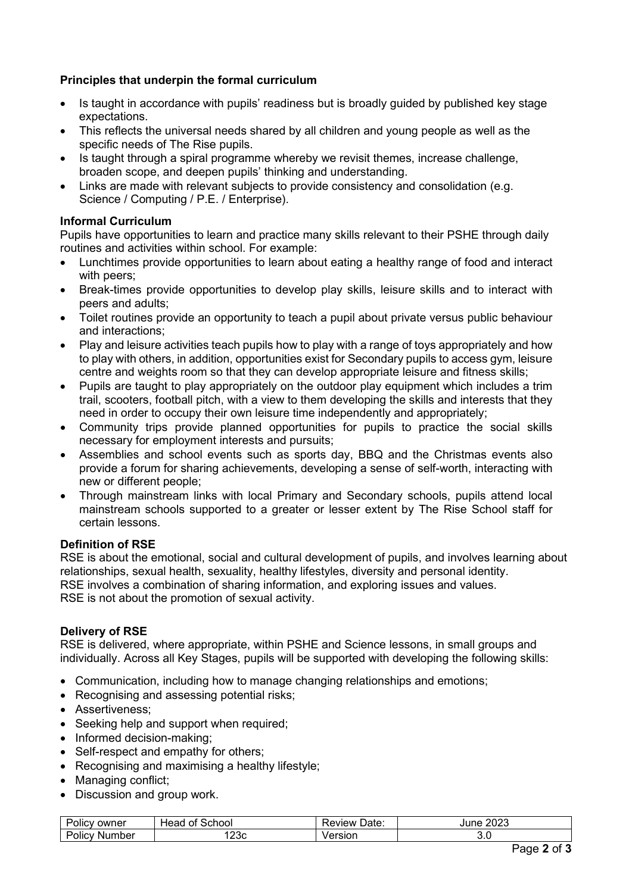### Principles that underpin the formal curriculum

- Is taught in accordance with pupils' readiness but is broadly guided by published key stage expectations.
- This reflects the universal needs shared by all children and young people as well as the specific needs of The Rise pupils.
- Is taught through a spiral programme whereby we revisit themes, increase challenge, broaden scope, and deepen pupils' thinking and understanding.
- Links are made with relevant subjects to provide consistency and consolidation (e.g. Science / Computing / P.E. / Enterprise).

### Informal Curriculum

Pupils have opportunities to learn and practice many skills relevant to their PSHE through daily routines and activities within school. For example:

- Lunchtimes provide opportunities to learn about eating a healthy range of food and interact with peers;
- Break-times provide opportunities to develop play skills, leisure skills and to interact with peers and adults;
- Toilet routines provide an opportunity to teach a pupil about private versus public behaviour and interactions;
- Play and leisure activities teach pupils how to play with a range of toys appropriately and how to play with others, in addition, opportunities exist for Secondary pupils to access gym, leisure centre and weights room so that they can develop appropriate leisure and fitness skills;
- Pupils are taught to play appropriately on the outdoor play equipment which includes a trim trail, scooters, football pitch, with a view to them developing the skills and interests that they need in order to occupy their own leisure time independently and appropriately;
- Community trips provide planned opportunities for pupils to practice the social skills necessary for employment interests and pursuits;
- Assemblies and school events such as sports day, BBQ and the Christmas events also provide a forum for sharing achievements, developing a sense of self-worth, interacting with new or different people;
- Through mainstream links with local Primary and Secondary schools, pupils attend local mainstream schools supported to a greater or lesser extent by The Rise School staff for certain lessons.

### Definition of RSE

RSE is about the emotional, social and cultural development of pupils, and involves learning about relationships, sexual health, sexuality, healthy lifestyles, diversity and personal identity.
RSE involves a combination of sharing information, and exploring issues and values.
RSE is not about the promotion of sexual activity.

### Delivery of RSE

RSE is delivered, where appropriate, within PSHE and Science lessons, in small groups and individually. Across all Key Stages, pupils will be supported with developing the following skills:

- Communication, including how to manage changing relationships and emotions;
- Recognising and assessing potential risks;
- Assertiveness;
- Seeking help and support when required;
- Informed decision-making;
- Self-respect and empathy for others;
- Recognising and maximising a healthy lifestyle;
- Managing conflict;
- Discussion and group work.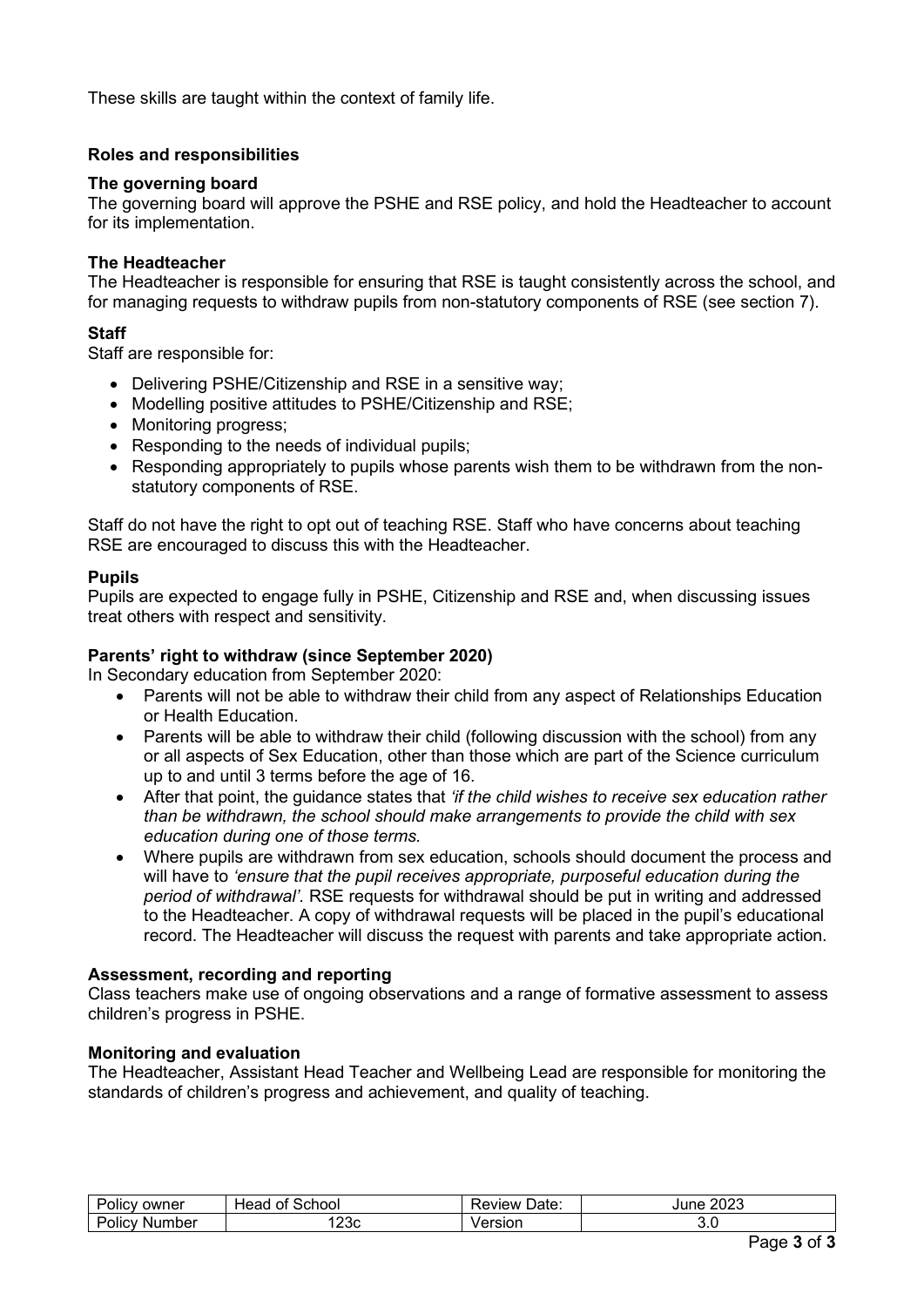These skills are taught within the context of family life.

### Roles and responsibilities

#### The governing board

The governing board will approve the PSHE and RSE policy, and hold the Headteacher to account for its implementation.

#### The Headteacher

The Headteacher is responsible for ensuring that RSE is taught consistently across the school, and for managing requests to withdraw pupils from non-statutory components of RSE (see section 7).

#### Staff

Staff are responsible for:

- Delivering PSHE/Citizenship and RSE in a sensitive way;
- Modelling positive attitudes to PSHE/Citizenship and RSE;
- Monitoring progress;
- Responding to the needs of individual pupils;
- Responding appropriately to pupils whose parents wish them to be withdrawn from the non-statutory components of RSE.

Staff do not have the right to opt out of teaching RSE. Staff who have concerns about teaching RSE are encouraged to discuss this with the Headteacher.

#### Pupils

Pupils are expected to engage fully in PSHE, Citizenship and RSE and, when discussing issues treat others with respect and sensitivity.

#### Parents' right to withdraw (since September 2020)

In Secondary education from September 2020:

- Parents will not be able to withdraw their child from any aspect of Relationships Education or Health Education.
- Parents will be able to withdraw their child (following discussion with the school) from any or all aspects of Sex Education, other than those which are part of the Science curriculum up to and until 3 terms before the age of 16.
- After that point, the guidance states that *'if the child wishes to receive sex education rather than be withdrawn, the school should make arrangements to provide the child with sex education during one of those terms.*
- Where pupils are withdrawn from sex education, schools should document the process and will have to *'ensure that the pupil receives appropriate, purposeful education during the period of withdrawal'*. RSE requests for withdrawal should be put in writing and addressed to the Headteacher. A copy of withdrawal requests will be placed in the pupil's educational record. The Headteacher will discuss the request with parents and take appropriate action.

#### Assessment, recording and reporting

Class teachers make use of ongoing observations and a range of formative assessment to assess children's progress in PSHE.

#### Monitoring and evaluation

The Headteacher, Assistant Head Teacher and Wellbeing Lead are responsible for monitoring the standards of children's progress and achievement, and quality of teaching.

| | | | |
|---|---|---|---|
| Policy owner | Head of School | Review Date: | June 2023 |
| Policy Number | 123c | Version | 3.0 |